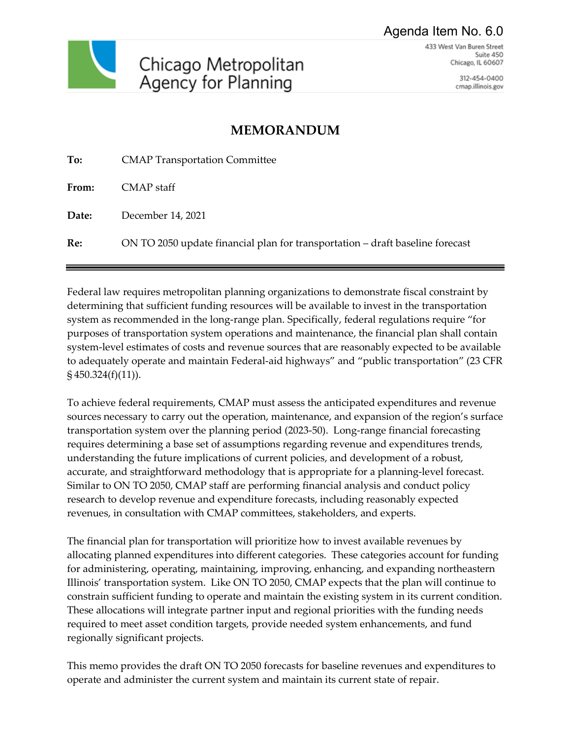Agenda Item No. 6.0

Chicago Metropolitan Agency for Planning

433 West Van Buren Street
Suite 450
Chicago, IL 60607

312-454-0400
cmap.illinois.gov

# MEMORANDUM

**To:** CMAP Transportation Committee

**From:** CMAP staff

**Date:** December 14, 2021

**Re:** ON TO 2050 update financial plan for transportation – draft baseline forecast

---

Federal law requires metropolitan planning organizations to demonstrate fiscal constraint by determining that sufficient funding resources will be available to invest in the transportation system as recommended in the long-range plan. Specifically, federal regulations require "for purposes of transportation system operations and maintenance, the financial plan shall contain system-level estimates of costs and revenue sources that are reasonably expected to be available to adequately operate and maintain Federal-aid highways" and "public transportation" (23 CFR § 450.324(f)(11)).

To achieve federal requirements, CMAP must assess the anticipated expenditures and revenue sources necessary to carry out the operation, maintenance, and expansion of the region's surface transportation system over the planning period (2023-50). Long-range financial forecasting requires determining a base set of assumptions regarding revenue and expenditures trends, understanding the future implications of current policies, and development of a robust, accurate, and straightforward methodology that is appropriate for a planning-level forecast. Similar to ON TO 2050, CMAP staff are performing financial analysis and conduct policy research to develop revenue and expenditure forecasts, including reasonably expected revenues, in consultation with CMAP committees, stakeholders, and experts.

The financial plan for transportation will prioritize how to invest available revenues by allocating planned expenditures into different categories. These categories account for funding for administering, operating, maintaining, improving, enhancing, and expanding northeastern Illinois' transportation system. Like ON TO 2050, CMAP expects that the plan will continue to constrain sufficient funding to operate and maintain the existing system in its current condition. These allocations will integrate partner input and regional priorities with the funding needs required to meet asset condition targets, provide needed system enhancements, and fund regionally significant projects.

This memo provides the draft ON TO 2050 forecasts for baseline revenues and expenditures to operate and administer the current system and maintain its current state of repair.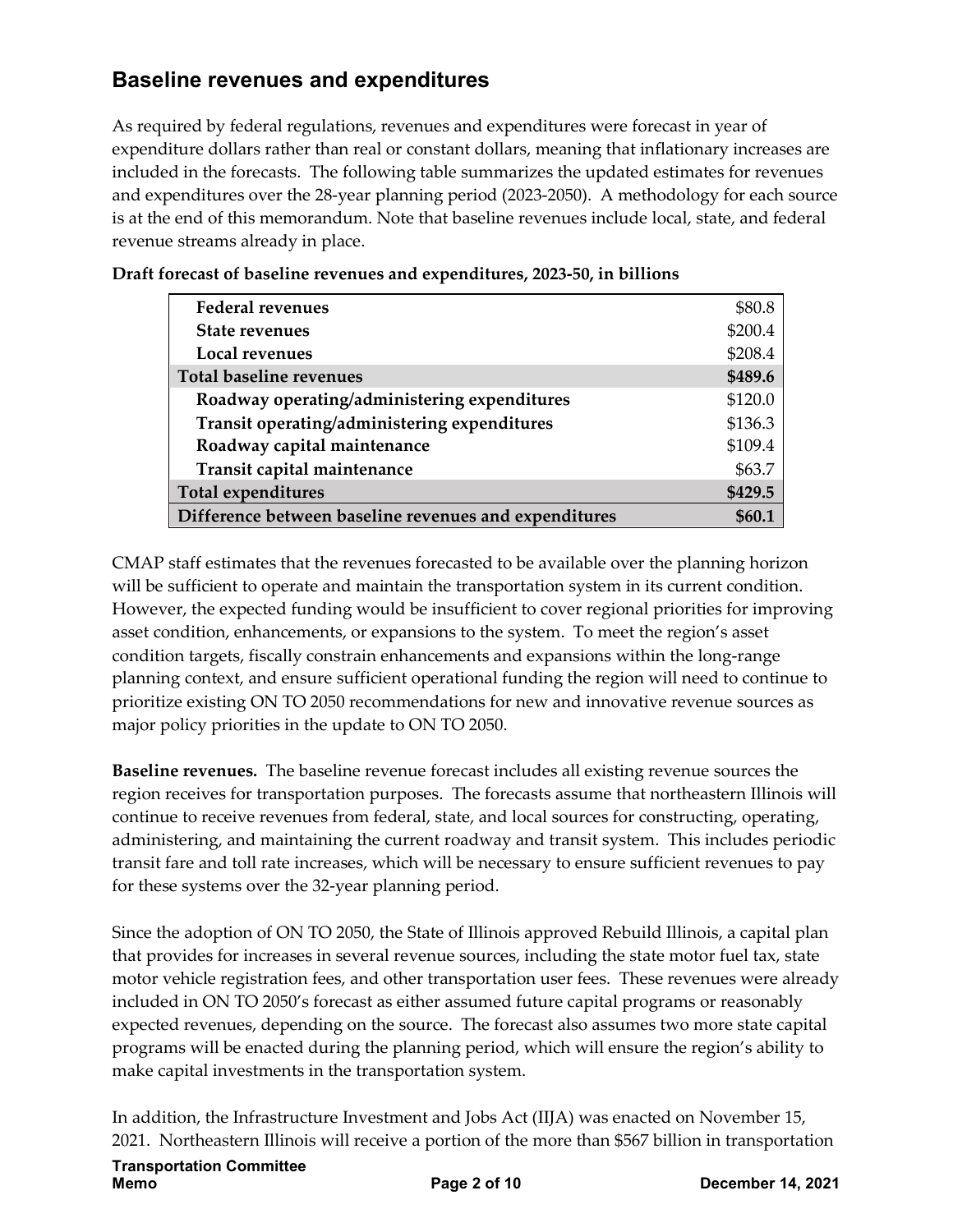## Baseline revenues and expenditures

As required by federal regulations, revenues and expenditures were forecast in year of expenditure dollars rather than real or constant dollars, meaning that inflationary increases are included in the forecasts. The following table summarizes the updated estimates for revenues and expenditures over the 28-year planning period (2023-2050). A methodology for each source is at the end of this memorandum. Note that baseline revenues include local, state, and federal revenue streams already in place.

**Draft forecast of baseline revenues and expenditures, 2023-50, in billions**

| | |
|---|---|
| **Federal revenues** | $80.8 |
| **State revenues** | $200.4 |
| **Local revenues** | $208.4 |
| **Total baseline revenues** | **$489.6** |
| **Roadway operating/administering expenditures** | $120.0 |
| **Transit operating/administering expenditures** | $136.3 |
| **Roadway capital maintenance** | $109.4 |
| **Transit capital maintenance** | $63.7 |
| **Total expenditures** | **$429.5** |
| **Difference between baseline revenues and expenditures** | **$60.1** |

CMAP staff estimates that the revenues forecasted to be available over the planning horizon will be sufficient to operate and maintain the transportation system in its current condition. However, the expected funding would be insufficient to cover regional priorities for improving asset condition, enhancements, or expansions to the system. To meet the region's asset condition targets, fiscally constrain enhancements and expansions within the long-range planning context, and ensure sufficient operational funding the region will need to continue to prioritize existing ON TO 2050 recommendations for new and innovative revenue sources as major policy priorities in the update to ON TO 2050.

**Baseline revenues.** The baseline revenue forecast includes all existing revenue sources the region receives for transportation purposes. The forecasts assume that northeastern Illinois will continue to receive revenues from federal, state, and local sources for constructing, operating, administering, and maintaining the current roadway and transit system. This includes periodic transit fare and toll rate increases, which will be necessary to ensure sufficient revenues to pay for these systems over the 32-year planning period.

Since the adoption of ON TO 2050, the State of Illinois approved Rebuild Illinois, a capital plan that provides for increases in several revenue sources, including the state motor fuel tax, state motor vehicle registration fees, and other transportation user fees. These revenues were already included in ON TO 2050's forecast as either assumed future capital programs or reasonably expected revenues, depending on the source. The forecast also assumes two more state capital programs will be enacted during the planning period, which will ensure the region's ability to make capital investments in the transportation system.

In addition, the Infrastructure Investment and Jobs Act (IIJA) was enacted on November 15, 2021. Northeastern Illinois will receive a portion of the more than $567 billion in transportation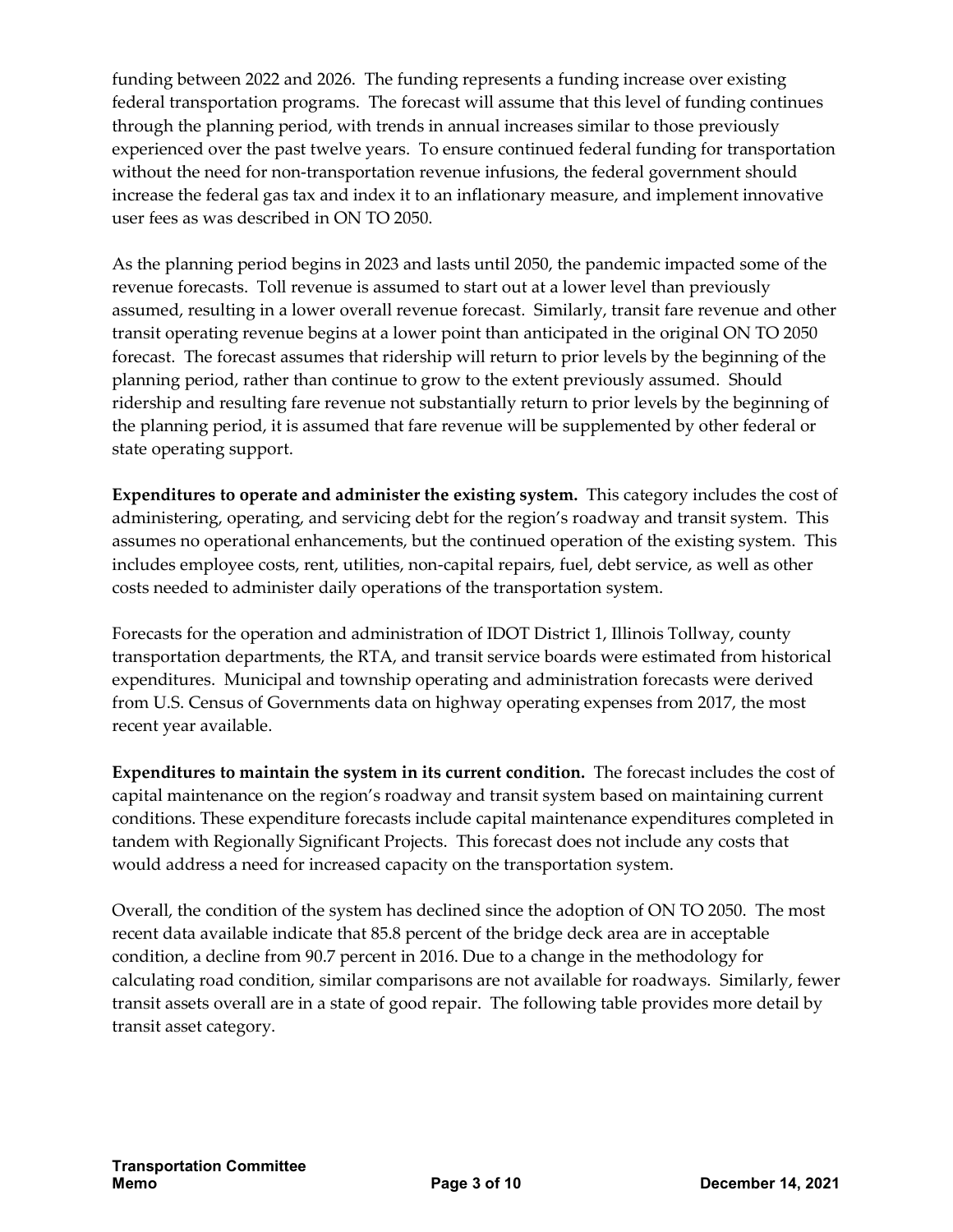funding between 2022 and 2026. The funding represents a funding increase over existing federal transportation programs. The forecast will assume that this level of funding continues through the planning period, with trends in annual increases similar to those previously experienced over the past twelve years. To ensure continued federal funding for transportation without the need for non-transportation revenue infusions, the federal government should increase the federal gas tax and index it to an inflationary measure, and implement innovative user fees as was described in ON TO 2050.

As the planning period begins in 2023 and lasts until 2050, the pandemic impacted some of the revenue forecasts. Toll revenue is assumed to start out at a lower level than previously assumed, resulting in a lower overall revenue forecast. Similarly, transit fare revenue and other transit operating revenue begins at a lower point than anticipated in the original ON TO 2050 forecast. The forecast assumes that ridership will return to prior levels by the beginning of the planning period, rather than continue to grow to the extent previously assumed. Should ridership and resulting fare revenue not substantially return to prior levels by the beginning of the planning period, it is assumed that fare revenue will be supplemented by other federal or state operating support.

**Expenditures to operate and administer the existing system.** This category includes the cost of administering, operating, and servicing debt for the region's roadway and transit system. This assumes no operational enhancements, but the continued operation of the existing system. This includes employee costs, rent, utilities, non-capital repairs, fuel, debt service, as well as other costs needed to administer daily operations of the transportation system.

Forecasts for the operation and administration of IDOT District 1, Illinois Tollway, county transportation departments, the RTA, and transit service boards were estimated from historical expenditures. Municipal and township operating and administration forecasts were derived from U.S. Census of Governments data on highway operating expenses from 2017, the most recent year available.

**Expenditures to maintain the system in its current condition.** The forecast includes the cost of capital maintenance on the region's roadway and transit system based on maintaining current conditions. These expenditure forecasts include capital maintenance expenditures completed in tandem with Regionally Significant Projects. This forecast does not include any costs that would address a need for increased capacity on the transportation system.

Overall, the condition of the system has declined since the adoption of ON TO 2050. The most recent data available indicate that 85.8 percent of the bridge deck area are in acceptable condition, a decline from 90.7 percent in 2016. Due to a change in the methodology for calculating road condition, similar comparisons are not available for roadways. Similarly, fewer transit assets overall are in a state of good repair. The following table provides more detail by transit asset category.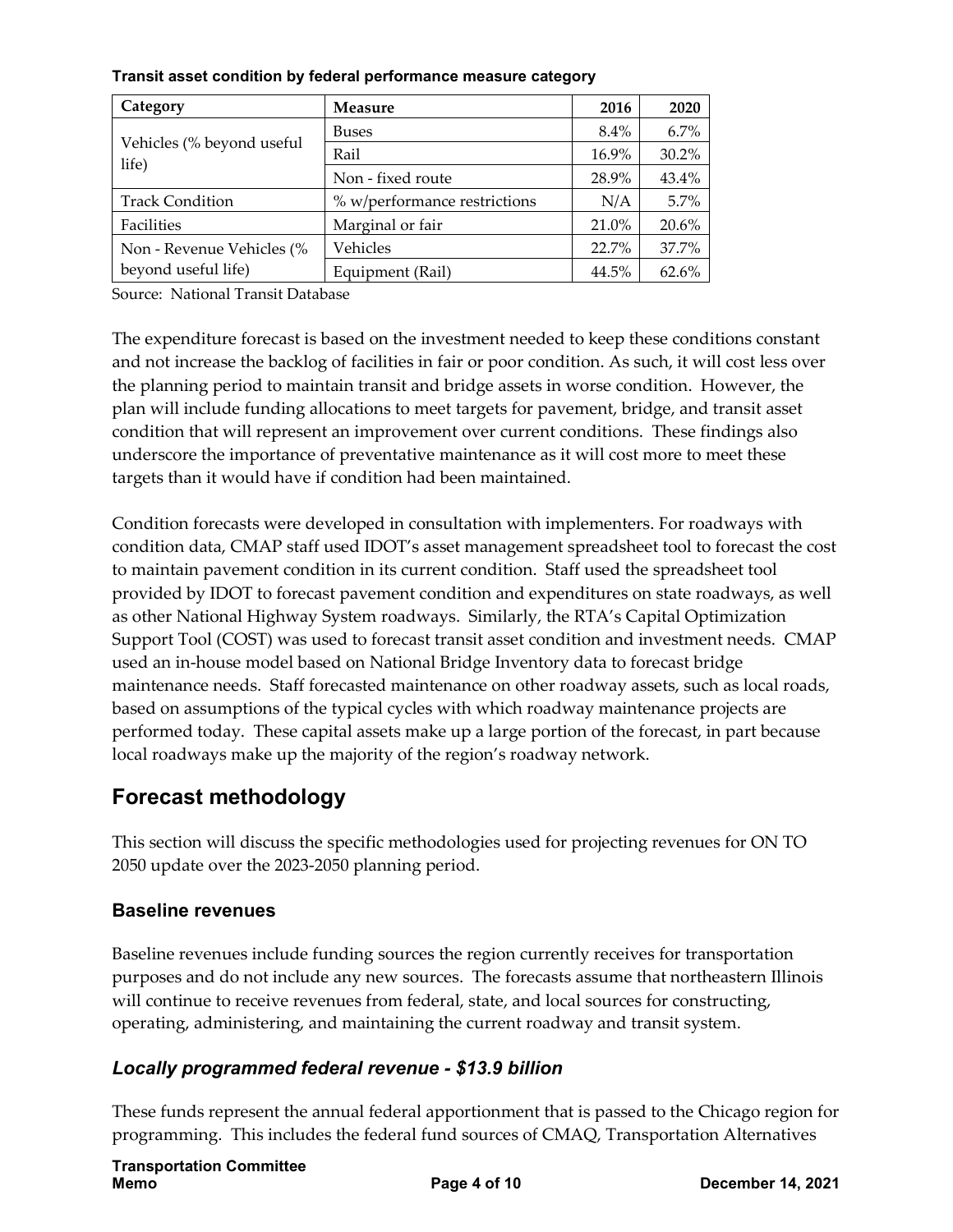**Transit asset condition by federal performance measure category**

| Category | Measure | 2016 | 2020 |
|---|---|---|---|
| Vehicles (% beyond useful life) | Buses | 8.4% | 6.7% |
| | Rail | 16.9% | 30.2% |
| | Non - fixed route | 28.9% | 43.4% |
| Track Condition | % w/performance restrictions | N/A | 5.7% |
| Facilities | Marginal or fair | 21.0% | 20.6% |
| Non - Revenue Vehicles (% beyond useful life) | Vehicles | 22.7% | 37.7% |
| | Equipment (Rail) | 44.5% | 62.6% |

Source: National Transit Database

The expenditure forecast is based on the investment needed to keep these conditions constant and not increase the backlog of facilities in fair or poor condition. As such, it will cost less over the planning period to maintain transit and bridge assets in worse condition. However, the plan will include funding allocations to meet targets for pavement, bridge, and transit asset condition that will represent an improvement over current conditions. These findings also underscore the importance of preventative maintenance as it will cost more to meet these targets than it would have if condition had been maintained.

Condition forecasts were developed in consultation with implementers. For roadways with condition data, CMAP staff used IDOT's asset management spreadsheet tool to forecast the cost to maintain pavement condition in its current condition. Staff used the spreadsheet tool provided by IDOT to forecast pavement condition and expenditures on state roadways, as well as other National Highway System roadways. Similarly, the RTA's Capital Optimization Support Tool (COST) was used to forecast transit asset condition and investment needs. CMAP used an in-house model based on National Bridge Inventory data to forecast bridge maintenance needs. Staff forecasted maintenance on other roadway assets, such as local roads, based on assumptions of the typical cycles with which roadway maintenance projects are performed today. These capital assets make up a large portion of the forecast, in part because local roadways make up the majority of the region's roadway network.

## Forecast methodology

This section will discuss the specific methodologies used for projecting revenues for ON TO 2050 update over the 2023-2050 planning period.

### Baseline revenues

Baseline revenues include funding sources the region currently receives for transportation purposes and do not include any new sources. The forecasts assume that northeastern Illinois will continue to receive revenues from federal, state, and local sources for constructing, operating, administering, and maintaining the current roadway and transit system.

### *Locally programmed federal revenue - $13.9 billion*

These funds represent the annual federal apportionment that is passed to the Chicago region for programming. This includes the federal fund sources of CMAQ, Transportation Alternatives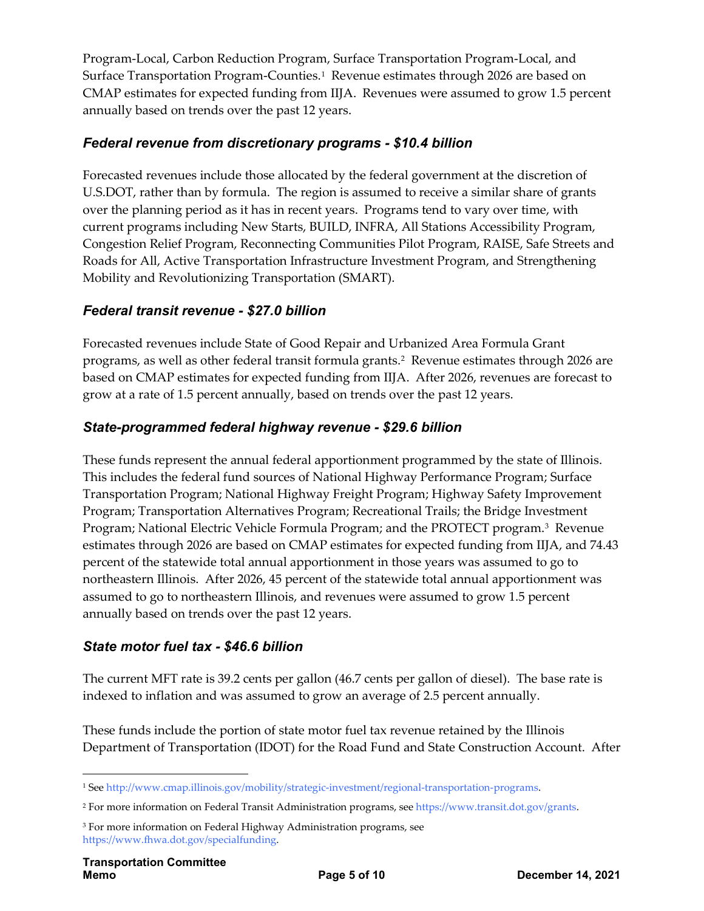Program-Local, Carbon Reduction Program, Surface Transportation Program-Local, and Surface Transportation Program-Counties.[1] Revenue estimates through 2026 are based on CMAP estimates for expected funding from IIJA. Revenues were assumed to grow 1.5 percent annually based on trends over the past 12 years.

### *Federal revenue from discretionary programs - $10.4 billion*

Forecasted revenues include those allocated by the federal government at the discretion of U.S.DOT, rather than by formula. The region is assumed to receive a similar share of grants over the planning period as it has in recent years. Programs tend to vary over time, with current programs including New Starts, BUILD, INFRA, All Stations Accessibility Program, Congestion Relief Program, Reconnecting Communities Pilot Program, RAISE, Safe Streets and Roads for All, Active Transportation Infrastructure Investment Program, and Strengthening Mobility and Revolutionizing Transportation (SMART).

### *Federal transit revenue - $27.0 billion*

Forecasted revenues include State of Good Repair and Urbanized Area Formula Grant programs, as well as other federal transit formula grants.[2] Revenue estimates through 2026 are based on CMAP estimates for expected funding from IIJA. After 2026, revenues are forecast to grow at a rate of 1.5 percent annually, based on trends over the past 12 years.

### *State-programmed federal highway revenue - $29.6 billion*

These funds represent the annual federal apportionment programmed by the state of Illinois. This includes the federal fund sources of National Highway Performance Program; Surface Transportation Program; National Highway Freight Program; Highway Safety Improvement Program; Transportation Alternatives Program; Recreational Trails; the Bridge Investment Program; National Electric Vehicle Formula Program; and the PROTECT program.[3] Revenue estimates through 2026 are based on CMAP estimates for expected funding from IIJA, and 74.43 percent of the statewide total annual apportionment in those years was assumed to go to northeastern Illinois. After 2026, 45 percent of the statewide total annual apportionment was assumed to go to northeastern Illinois, and revenues were assumed to grow 1.5 percent annually based on trends over the past 12 years.

### *State motor fuel tax - $46.6 billion*

The current MFT rate is 39.2 cents per gallon (46.7 cents per gallon of diesel). The base rate is indexed to inflation and was assumed to grow an average of 2.5 percent annually.

These funds include the portion of state motor fuel tax revenue retained by the Illinois Department of Transportation (IDOT) for the Road Fund and State Construction Account. After

---

[1] See http://www.cmap.illinois.gov/mobility/strategic-investment/regional-transportation-programs.

[2] For more information on Federal Transit Administration programs, see https://www.transit.dot.gov/grants.

[3] For more information on Federal Highway Administration programs, see https://www.fhwa.dot.gov/specialfunding.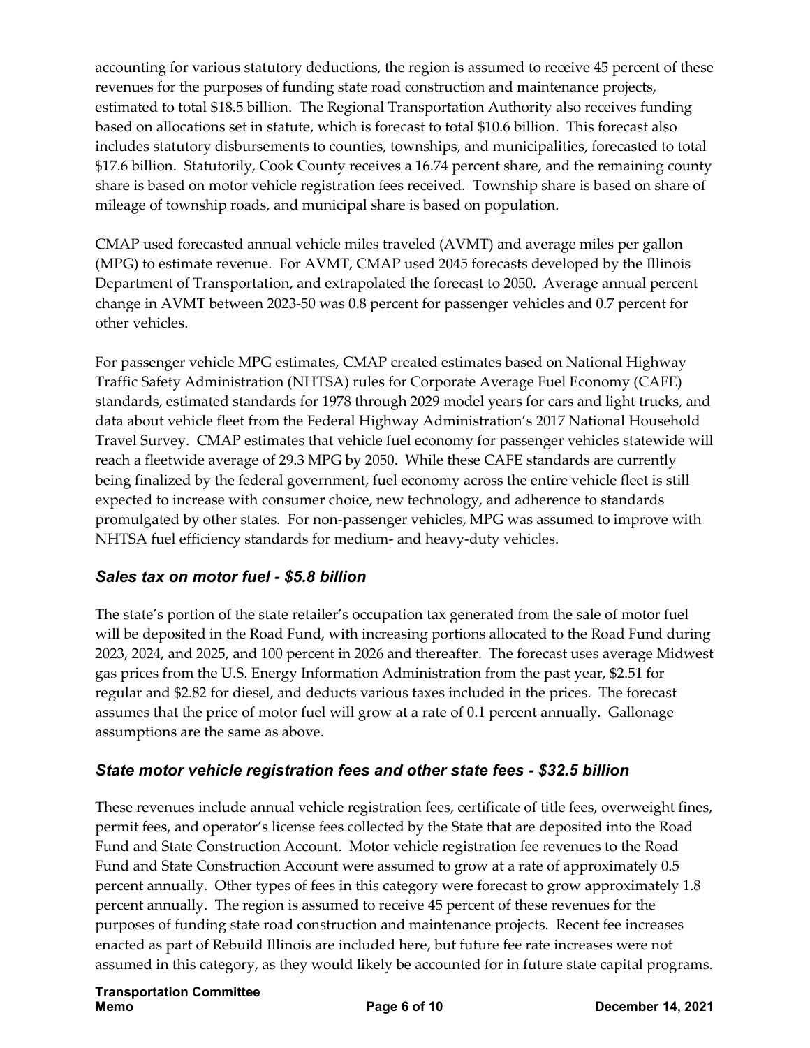accounting for various statutory deductions, the region is assumed to receive 45 percent of these revenues for the purposes of funding state road construction and maintenance projects, estimated to total $18.5 billion. The Regional Transportation Authority also receives funding based on allocations set in statute, which is forecast to total $10.6 billion. This forecast also includes statutory disbursements to counties, townships, and municipalities, forecasted to total $17.6 billion. Statutorily, Cook County receives a 16.74 percent share, and the remaining county share is based on motor vehicle registration fees received. Township share is based on share of mileage of township roads, and municipal share is based on population.

CMAP used forecasted annual vehicle miles traveled (AVMT) and average miles per gallon (MPG) to estimate revenue. For AVMT, CMAP used 2045 forecasts developed by the Illinois Department of Transportation, and extrapolated the forecast to 2050. Average annual percent change in AVMT between 2023-50 was 0.8 percent for passenger vehicles and 0.7 percent for other vehicles.

For passenger vehicle MPG estimates, CMAP created estimates based on National Highway Traffic Safety Administration (NHTSA) rules for Corporate Average Fuel Economy (CAFE) standards, estimated standards for 1978 through 2029 model years for cars and light trucks, and data about vehicle fleet from the Federal Highway Administration's 2017 National Household Travel Survey. CMAP estimates that vehicle fuel economy for passenger vehicles statewide will reach a fleetwide average of 29.3 MPG by 2050. While these CAFE standards are currently being finalized by the federal government, fuel economy across the entire vehicle fleet is still expected to increase with consumer choice, new technology, and adherence to standards promulgated by other states. For non-passenger vehicles, MPG was assumed to improve with NHTSA fuel efficiency standards for medium- and heavy-duty vehicles.

### *Sales tax on motor fuel - $5.8 billion*

The state's portion of the state retailer's occupation tax generated from the sale of motor fuel will be deposited in the Road Fund, with increasing portions allocated to the Road Fund during 2023, 2024, and 2025, and 100 percent in 2026 and thereafter. The forecast uses average Midwest gas prices from the U.S. Energy Information Administration from the past year, $2.51 for regular and $2.82 for diesel, and deducts various taxes included in the prices. The forecast assumes that the price of motor fuel will grow at a rate of 0.1 percent annually. Gallonage assumptions are the same as above.

### *State motor vehicle registration fees and other state fees - $32.5 billion*

These revenues include annual vehicle registration fees, certificate of title fees, overweight fines, permit fees, and operator's license fees collected by the State that are deposited into the Road Fund and State Construction Account. Motor vehicle registration fee revenues to the Road Fund and State Construction Account were assumed to grow at a rate of approximately 0.5 percent annually. Other types of fees in this category were forecast to grow approximately 1.8 percent annually. The region is assumed to receive 45 percent of these revenues for the purposes of funding state road construction and maintenance projects. Recent fee increases enacted as part of Rebuild Illinois are included here, but future fee rate increases were not assumed in this category, as they would likely be accounted for in future state capital programs.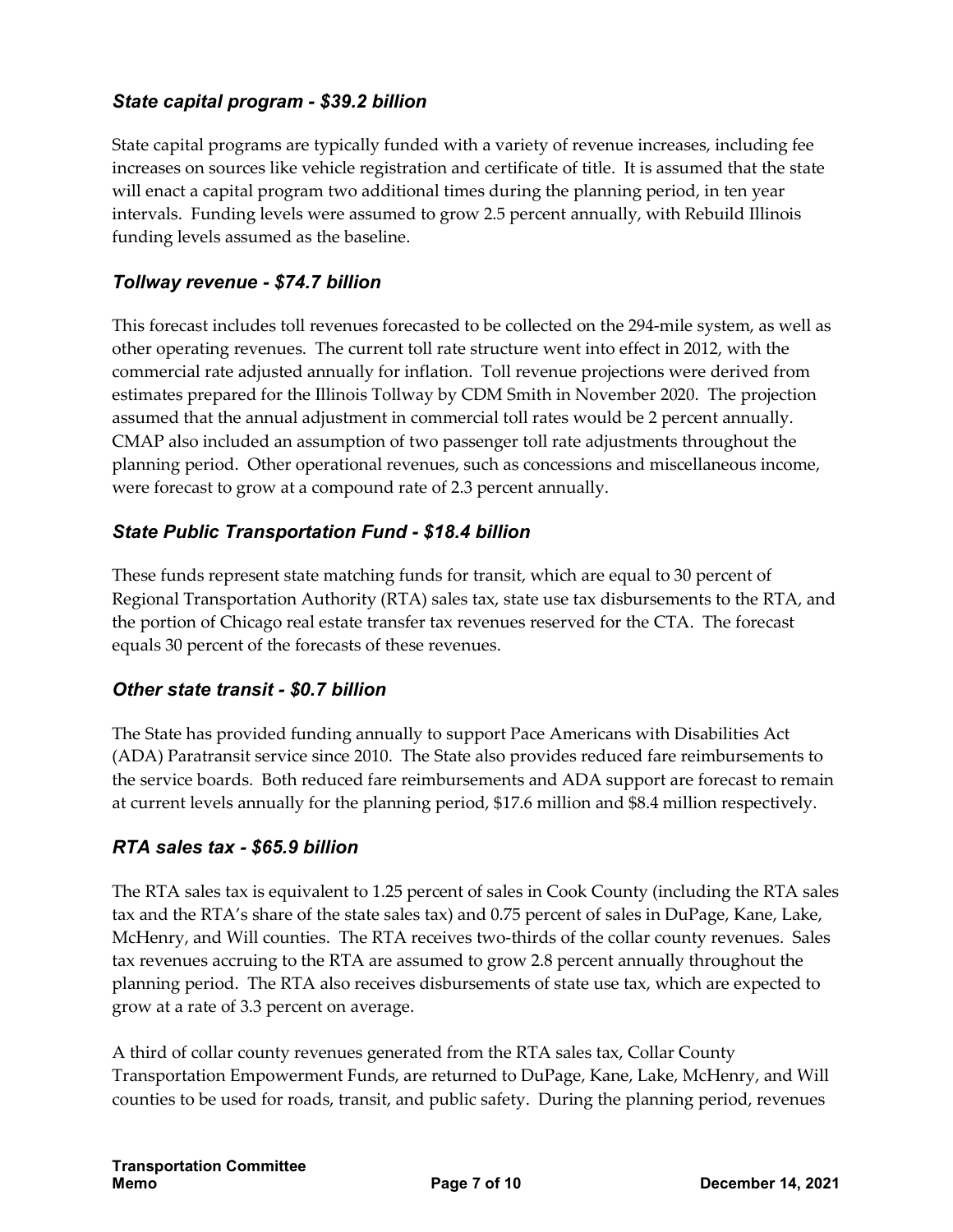### *State capital program - $39.2 billion*

State capital programs are typically funded with a variety of revenue increases, including fee increases on sources like vehicle registration and certificate of title. It is assumed that the state will enact a capital program two additional times during the planning period, in ten year intervals. Funding levels were assumed to grow 2.5 percent annually, with Rebuild Illinois funding levels assumed as the baseline.

### *Tollway revenue - $74.7 billion*

This forecast includes toll revenues forecasted to be collected on the 294-mile system, as well as other operating revenues. The current toll rate structure went into effect in 2012, with the commercial rate adjusted annually for inflation. Toll revenue projections were derived from estimates prepared for the Illinois Tollway by CDM Smith in November 2020. The projection assumed that the annual adjustment in commercial toll rates would be 2 percent annually. CMAP also included an assumption of two passenger toll rate adjustments throughout the planning period. Other operational revenues, such as concessions and miscellaneous income, were forecast to grow at a compound rate of 2.3 percent annually.

### *State Public Transportation Fund - $18.4 billion*

These funds represent state matching funds for transit, which are equal to 30 percent of Regional Transportation Authority (RTA) sales tax, state use tax disbursements to the RTA, and the portion of Chicago real estate transfer tax revenues reserved for the CTA. The forecast equals 30 percent of the forecasts of these revenues.

### *Other state transit - $0.7 billion*

The State has provided funding annually to support Pace Americans with Disabilities Act (ADA) Paratransit service since 2010. The State also provides reduced fare reimbursements to the service boards. Both reduced fare reimbursements and ADA support are forecast to remain at current levels annually for the planning period, $17.6 million and $8.4 million respectively.

### *RTA sales tax - $65.9 billion*

The RTA sales tax is equivalent to 1.25 percent of sales in Cook County (including the RTA sales tax and the RTA's share of the state sales tax) and 0.75 percent of sales in DuPage, Kane, Lake, McHenry, and Will counties. The RTA receives two-thirds of the collar county revenues. Sales tax revenues accruing to the RTA are assumed to grow 2.8 percent annually throughout the planning period. The RTA also receives disbursements of state use tax, which are expected to grow at a rate of 3.3 percent on average.

A third of collar county revenues generated from the RTA sales tax, Collar County Transportation Empowerment Funds, are returned to DuPage, Kane, Lake, McHenry, and Will counties to be used for roads, transit, and public safety. During the planning period, revenues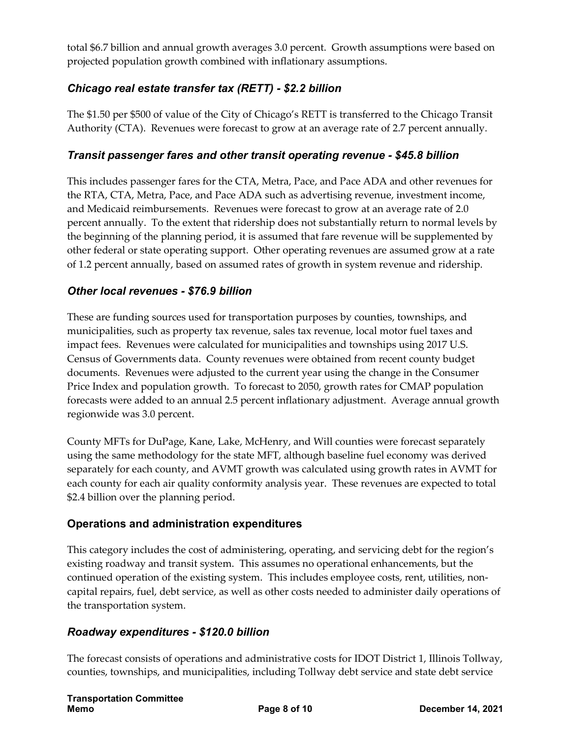total $6.7 billion and annual growth averages 3.0 percent. Growth assumptions were based on projected population growth combined with inflationary assumptions.

### *Chicago real estate transfer tax (RETT) - $2.2 billion*

The $1.50 per $500 of value of the City of Chicago's RETT is transferred to the Chicago Transit Authority (CTA). Revenues were forecast to grow at an average rate of 2.7 percent annually.

### *Transit passenger fares and other transit operating revenue - $45.8 billion*

This includes passenger fares for the CTA, Metra, Pace, and Pace ADA and other revenues for the RTA, CTA, Metra, Pace, and Pace ADA such as advertising revenue, investment income, and Medicaid reimbursements. Revenues were forecast to grow at an average rate of 2.0 percent annually. To the extent that ridership does not substantially return to normal levels by the beginning of the planning period, it is assumed that fare revenue will be supplemented by other federal or state operating support. Other operating revenues are assumed grow at a rate of 1.2 percent annually, based on assumed rates of growth in system revenue and ridership.

### *Other local revenues - $76.9 billion*

These are funding sources used for transportation purposes by counties, townships, and municipalities, such as property tax revenue, sales tax revenue, local motor fuel taxes and impact fees. Revenues were calculated for municipalities and townships using 2017 U.S. Census of Governments data. County revenues were obtained from recent county budget documents. Revenues were adjusted to the current year using the change in the Consumer Price Index and population growth. To forecast to 2050, growth rates for CMAP population forecasts were added to an annual 2.5 percent inflationary adjustment. Average annual growth regionwide was 3.0 percent.

County MFTs for DuPage, Kane, Lake, McHenry, and Will counties were forecast separately using the same methodology for the state MFT, although baseline fuel economy was derived separately for each county, and AVMT growth was calculated using growth rates in AVMT for each county for each air quality conformity analysis year. These revenues are expected to total $2.4 billion over the planning period.

## Operations and administration expenditures

This category includes the cost of administering, operating, and servicing debt for the region's existing roadway and transit system. This assumes no operational enhancements, but the continued operation of the existing system. This includes employee costs, rent, utilities, non-capital repairs, fuel, debt service, as well as other costs needed to administer daily operations of the transportation system.

### *Roadway expenditures - $120.0 billion*

The forecast consists of operations and administrative costs for IDOT District 1, Illinois Tollway, counties, townships, and municipalities, including Tollway debt service and state debt service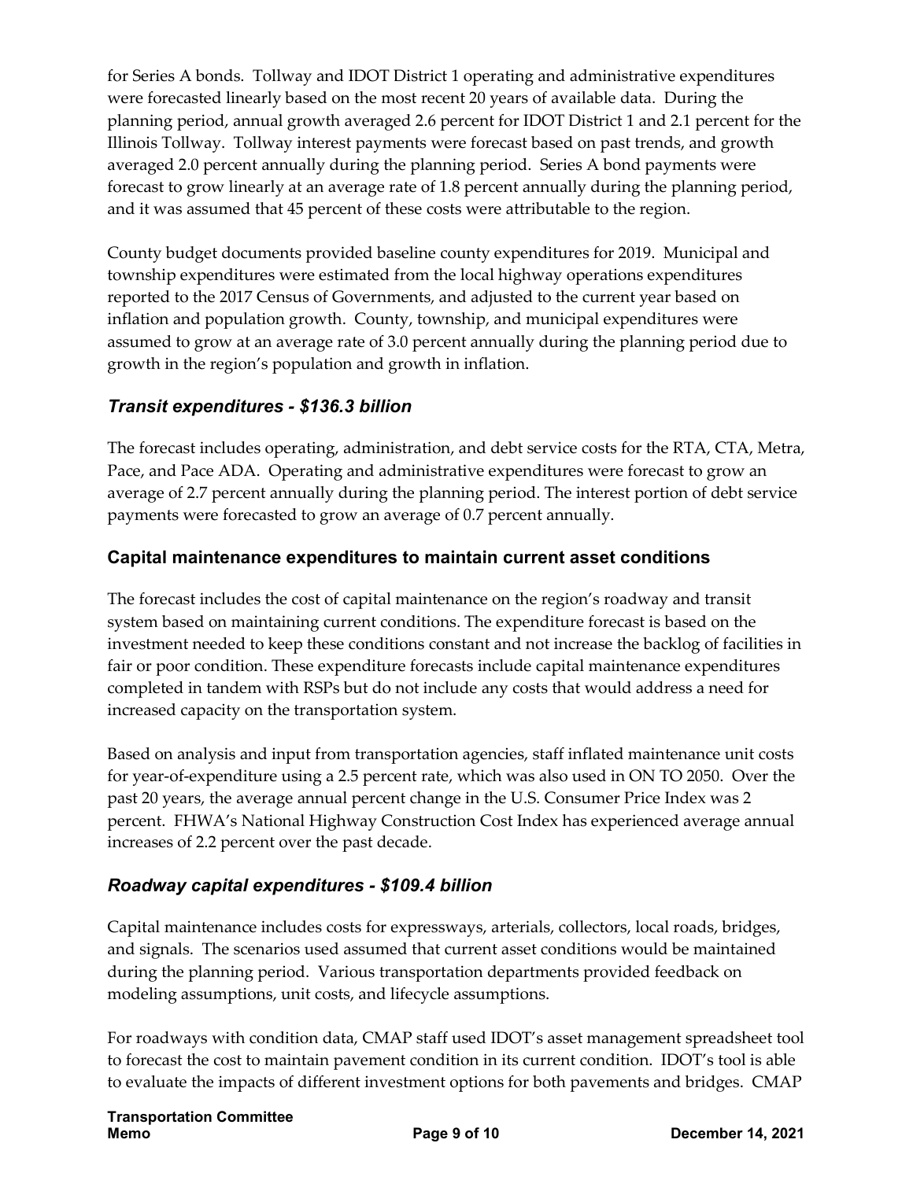for Series A bonds. Tollway and IDOT District 1 operating and administrative expenditures were forecasted linearly based on the most recent 20 years of available data. During the planning period, annual growth averaged 2.6 percent for IDOT District 1 and 2.1 percent for the Illinois Tollway. Tollway interest payments were forecast based on past trends, and growth averaged 2.0 percent annually during the planning period. Series A bond payments were forecast to grow linearly at an average rate of 1.8 percent annually during the planning period, and it was assumed that 45 percent of these costs were attributable to the region.

County budget documents provided baseline county expenditures for 2019. Municipal and township expenditures were estimated from the local highway operations expenditures reported to the 2017 Census of Governments, and adjusted to the current year based on inflation and population growth. County, township, and municipal expenditures were assumed to grow at an average rate of 3.0 percent annually during the planning period due to growth in the region's population and growth in inflation.

### *Transit expenditures - $136.3 billion*

The forecast includes operating, administration, and debt service costs for the RTA, CTA, Metra, Pace, and Pace ADA. Operating and administrative expenditures were forecast to grow an average of 2.7 percent annually during the planning period. The interest portion of debt service payments were forecasted to grow an average of 0.7 percent annually.

## Capital maintenance expenditures to maintain current asset conditions

The forecast includes the cost of capital maintenance on the region's roadway and transit system based on maintaining current conditions. The expenditure forecast is based on the investment needed to keep these conditions constant and not increase the backlog of facilities in fair or poor condition. These expenditure forecasts include capital maintenance expenditures completed in tandem with RSPs but do not include any costs that would address a need for increased capacity on the transportation system.

Based on analysis and input from transportation agencies, staff inflated maintenance unit costs for year-of-expenditure using a 2.5 percent rate, which was also used in ON TO 2050. Over the past 20 years, the average annual percent change in the U.S. Consumer Price Index was 2 percent. FHWA's National Highway Construction Cost Index has experienced average annual increases of 2.2 percent over the past decade.

### *Roadway capital expenditures - $109.4 billion*

Capital maintenance includes costs for expressways, arterials, collectors, local roads, bridges, and signals. The scenarios used assumed that current asset conditions would be maintained during the planning period. Various transportation departments provided feedback on modeling assumptions, unit costs, and lifecycle assumptions.

For roadways with condition data, CMAP staff used IDOT's asset management spreadsheet tool to forecast the cost to maintain pavement condition in its current condition. IDOT's tool is able to evaluate the impacts of different investment options for both pavements and bridges. CMAP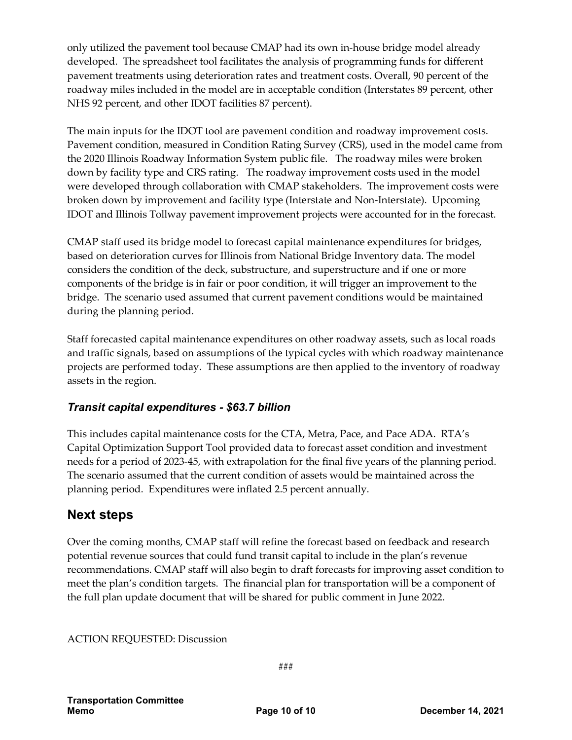only utilized the pavement tool because CMAP had its own in-house bridge model already developed. The spreadsheet tool facilitates the analysis of programming funds for different pavement treatments using deterioration rates and treatment costs. Overall, 90 percent of the roadway miles included in the model are in acceptable condition (Interstates 89 percent, other NHS 92 percent, and other IDOT facilities 87 percent).

The main inputs for the IDOT tool are pavement condition and roadway improvement costs. Pavement condition, measured in Condition Rating Survey (CRS), used in the model came from the 2020 Illinois Roadway Information System public file. The roadway miles were broken down by facility type and CRS rating. The roadway improvement costs used in the model were developed through collaboration with CMAP stakeholders. The improvement costs were broken down by improvement and facility type (Interstate and Non-Interstate). Upcoming IDOT and Illinois Tollway pavement improvement projects were accounted for in the forecast.

CMAP staff used its bridge model to forecast capital maintenance expenditures for bridges, based on deterioration curves for Illinois from National Bridge Inventory data. The model considers the condition of the deck, substructure, and superstructure and if one or more components of the bridge is in fair or poor condition, it will trigger an improvement to the bridge. The scenario used assumed that current pavement conditions would be maintained during the planning period.

Staff forecasted capital maintenance expenditures on other roadway assets, such as local roads and traffic signals, based on assumptions of the typical cycles with which roadway maintenance projects are performed today. These assumptions are then applied to the inventory of roadway assets in the region.

### *Transit capital expenditures - $63.7 billion*

This includes capital maintenance costs for the CTA, Metra, Pace, and Pace ADA. RTA's Capital Optimization Support Tool provided data to forecast asset condition and investment needs for a period of 2023-45, with extrapolation for the final five years of the planning period. The scenario assumed that the current condition of assets would be maintained across the planning period. Expenditures were inflated 2.5 percent annually.

## Next steps

Over the coming months, CMAP staff will refine the forecast based on feedback and research potential revenue sources that could fund transit capital to include in the plan's revenue recommendations. CMAP staff will also begin to draft forecasts for improving asset condition to meet the plan's condition targets. The financial plan for transportation will be a component of the full plan update document that will be shared for public comment in June 2022.

ACTION REQUESTED: Discussion

###